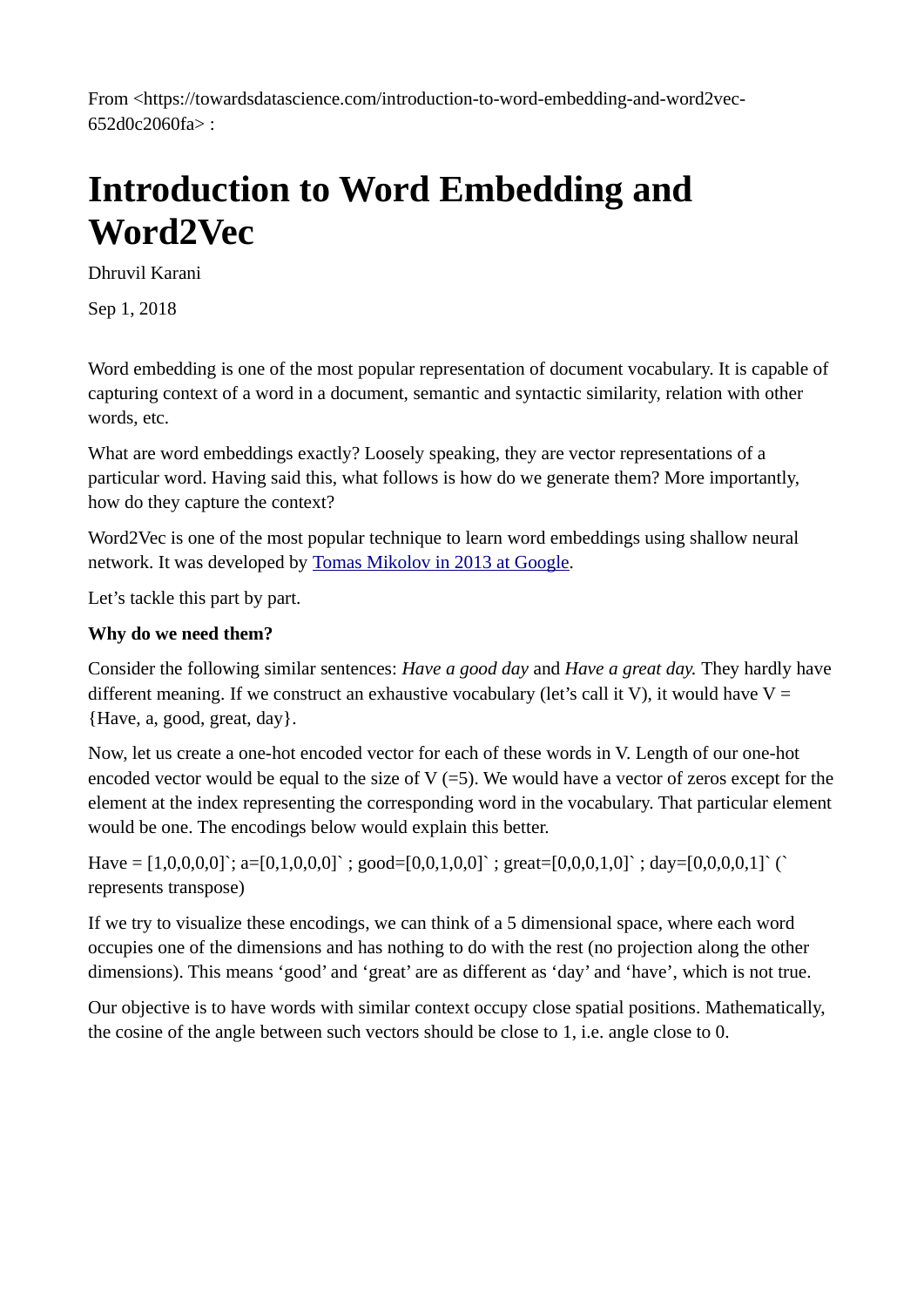From <https://towardsdatascience.com/introduction-to-word-embedding-and-word2vec-652d0c2060fa> :

# Introduction to Word Embedding and Word2Vec

Dhruvil Karani

Sep 1, 2018

Word embedding is one of the most popular representation of document vocabulary. It is capable of capturing context of a word in a document, semantic and syntactic similarity, relation with other words, etc.

What are word embeddings exactly? Loosely speaking, they are vector representations of a particular word. Having said this, what follows is how do we generate them? More importantly, how do they capture the context?

Word2Vec is one of the most popular technique to learn word embeddings using shallow neural network. It was developed by [Tomas Mikolov in 2013 at Google](https://arxiv.org/pdf/1310.4546.pdf).

Let's tackle this part by part.

**Why do we need them?**

Consider the following similar sentences: *Have a good day* and *Have a great day.* They hardly have different meaning. If we construct an exhaustive vocabulary (let's call it V), it would have V = {Have, a, good, great, day}.

Now, let us create a one-hot encoded vector for each of these words in V. Length of our one-hot encoded vector would be equal to the size of V (=5). We would have a vector of zeros except for the element at the index representing the corresponding word in the vocabulary. That particular element would be one. The encodings below would explain this better.

Have = [1,0,0,0,0]`; a=[0,1,0,0,0]` ; good=[0,0,1,0,0]` ; great=[0,0,0,1,0]` ; day=[0,0,0,0,1]` (` represents transpose)

If we try to visualize these encodings, we can think of a 5 dimensional space, where each word occupies one of the dimensions and has nothing to do with the rest (no projection along the other dimensions). This means 'good' and 'great' are as different as 'day' and 'have', which is not true.

Our objective is to have words with similar context occupy close spatial positions. Mathematically, the cosine of the angle between such vectors should be close to 1, i.e. angle close to 0.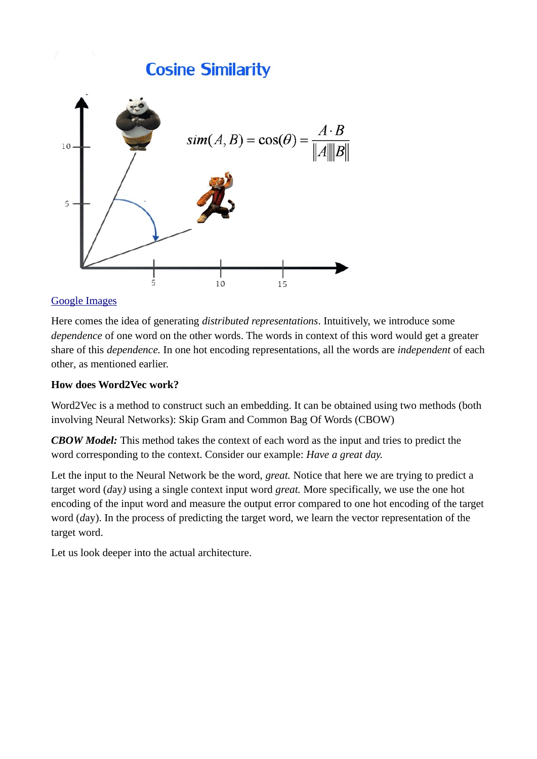Google Images

Here comes the idea of generating *distributed representations*. Intuitively, we introduce some *dependence* of one word on the other words. The words in context of this word would get a greater share of this *dependence.* In one hot encoding representations, all the words are *independent* of each other, as mentioned earlier.

**How does Word2Vec work?**

Word2Vec is a method to construct such an embedding. It can be obtained using two methods (both involving Neural Networks): Skip Gram and Common Bag Of Words (CBOW)

***CBOW Model:*** This method takes the context of each word as the input and tries to predict the word corresponding to the context. Consider our example: *Have a great day.*

Let the input to the Neural Network be the word, *great.* Notice that here we are trying to predict a target word (*day)* using a single context input word *great.* More specifically, we use the one hot encoding of the input word and measure the output error compared to one hot encoding of the target word (*day*). In the process of predicting the target word, we learn the vector representation of the target word.

Let us look deeper into the actual architecture.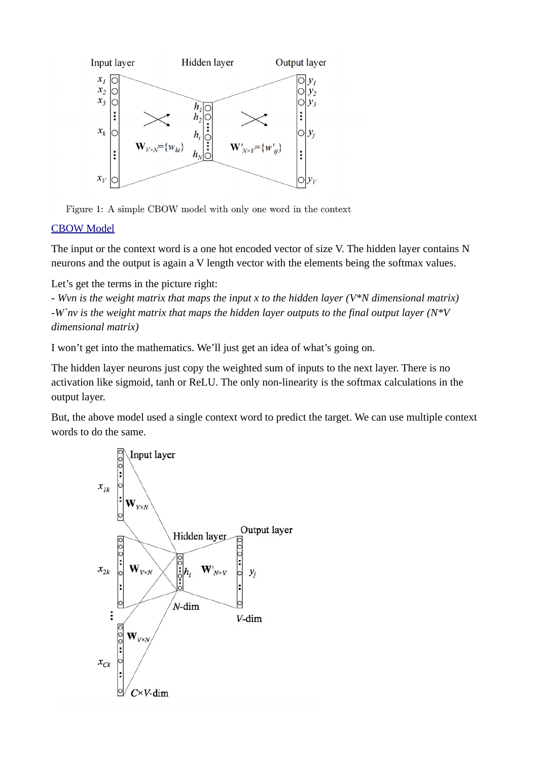Figure 1: A simple CBOW model with only one word in the context

[CBOW Model]

The input or the context word is a one hot encoded vector of size V. The hidden layer contains N neurons and the output is again a V length vector with the elements being the softmax values.

Let's get the terms in the picture right:
*- Wvn is the weight matrix that maps the input x to the hidden layer (V*N dimensional matrix)*
*-W`nv is the weight matrix that maps the hidden layer outputs to the final output layer (N*V dimensional matrix)*

I won't get into the mathematics. We'll just get an idea of what's going on.

The hidden layer neurons just copy the weighted sum of inputs to the next layer. There is no activation like sigmoid, tanh or ReLU. The only non-linearity is the softmax calculations in the output layer.

But, the above model used a single context word to predict the target. We can use multiple context words to do the same.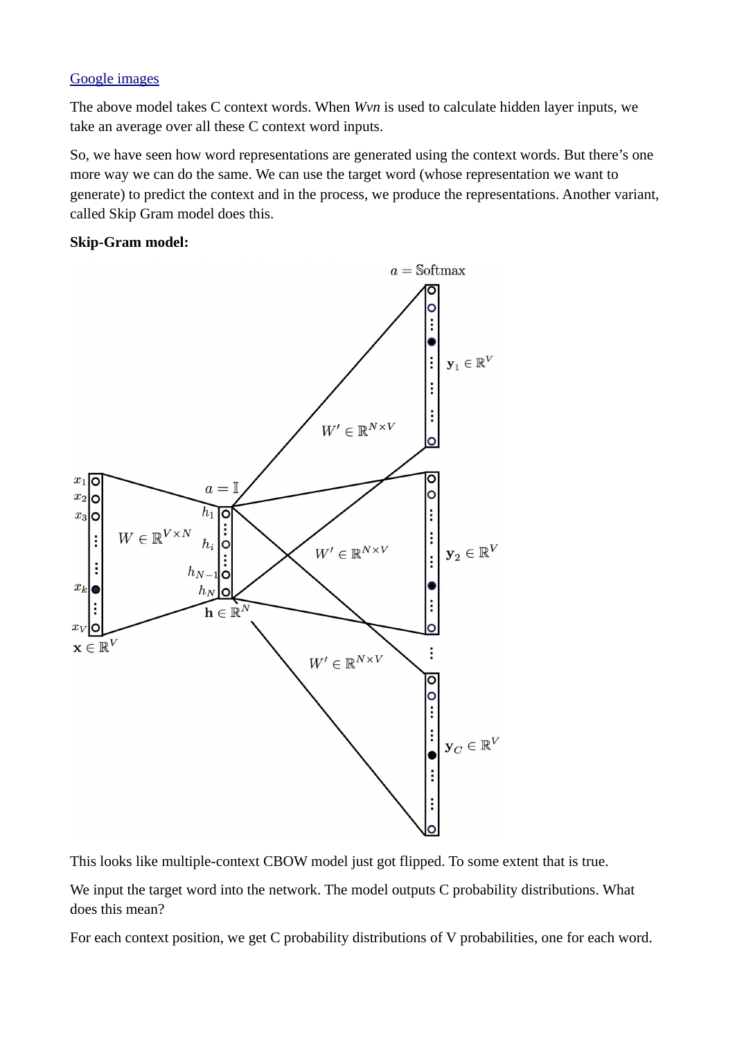[Google images](#)

The above model takes C context words. When *Wvn* is used to calculate hidden layer inputs, we take an average over all these C context word inputs.

So, we have seen how word representations are generated using the context words. But there's one more way we can do the same. We can use the target word (whose representation we want to generate) to predict the context and in the process, we produce the representations. Another variant, called Skip Gram model does this.

**Skip-Gram model:**

This looks like multiple-context CBOW model just got flipped. To some extent that is true.

We input the target word into the network. The model outputs C probability distributions. What does this mean?

For each context position, we get C probability distributions of V probabilities, one for each word.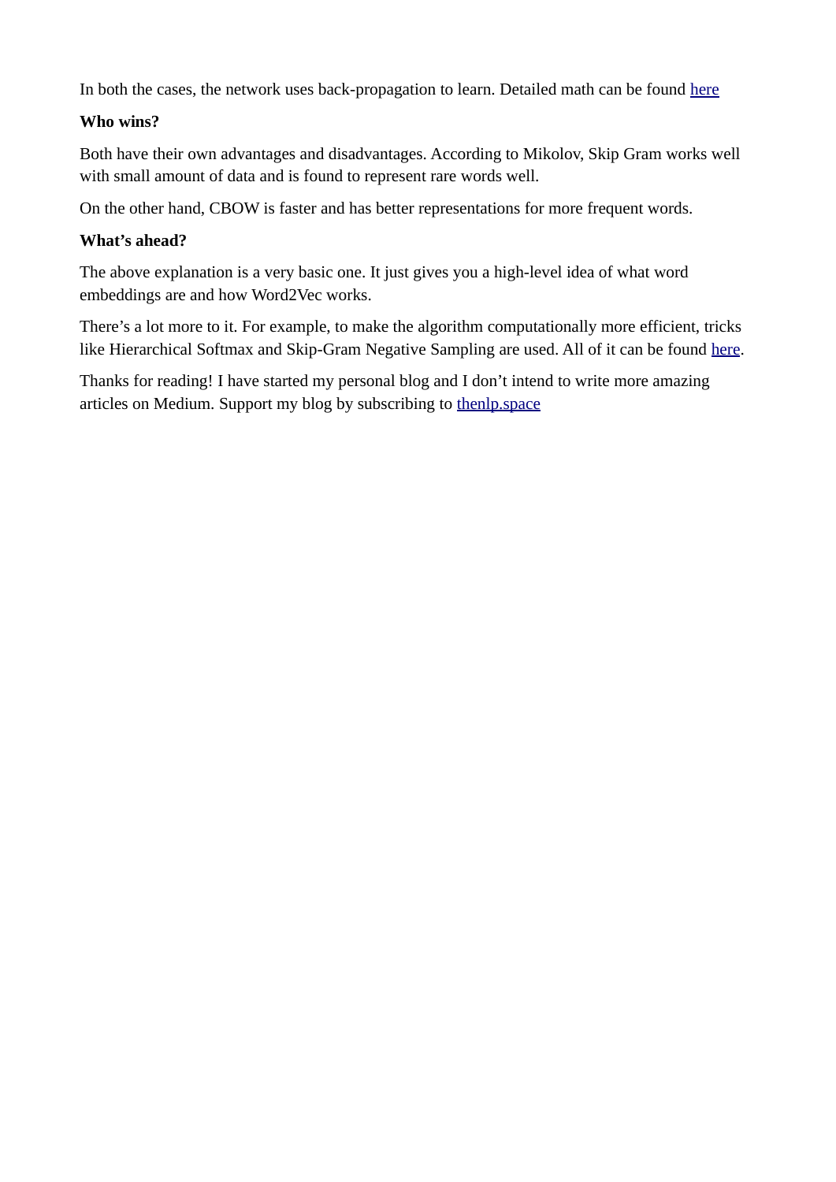In both the cases, the network uses back-propagation to learn. Detailed math can be found here

**Who wins?**

Both have their own advantages and disadvantages. According to Mikolov, Skip Gram works well with small amount of data and is found to represent rare words well.

On the other hand, CBOW is faster and has better representations for more frequent words.

**What's ahead?**

The above explanation is a very basic one. It just gives you a high-level idea of what word embeddings are and how Word2Vec works.

There's a lot more to it. For example, to make the algorithm computationally more efficient, tricks like Hierarchical Softmax and Skip-Gram Negative Sampling are used. All of it can be found here.

Thanks for reading! I have started my personal blog and I don't intend to write more amazing articles on Medium. Support my blog by subscribing to thenlp.space